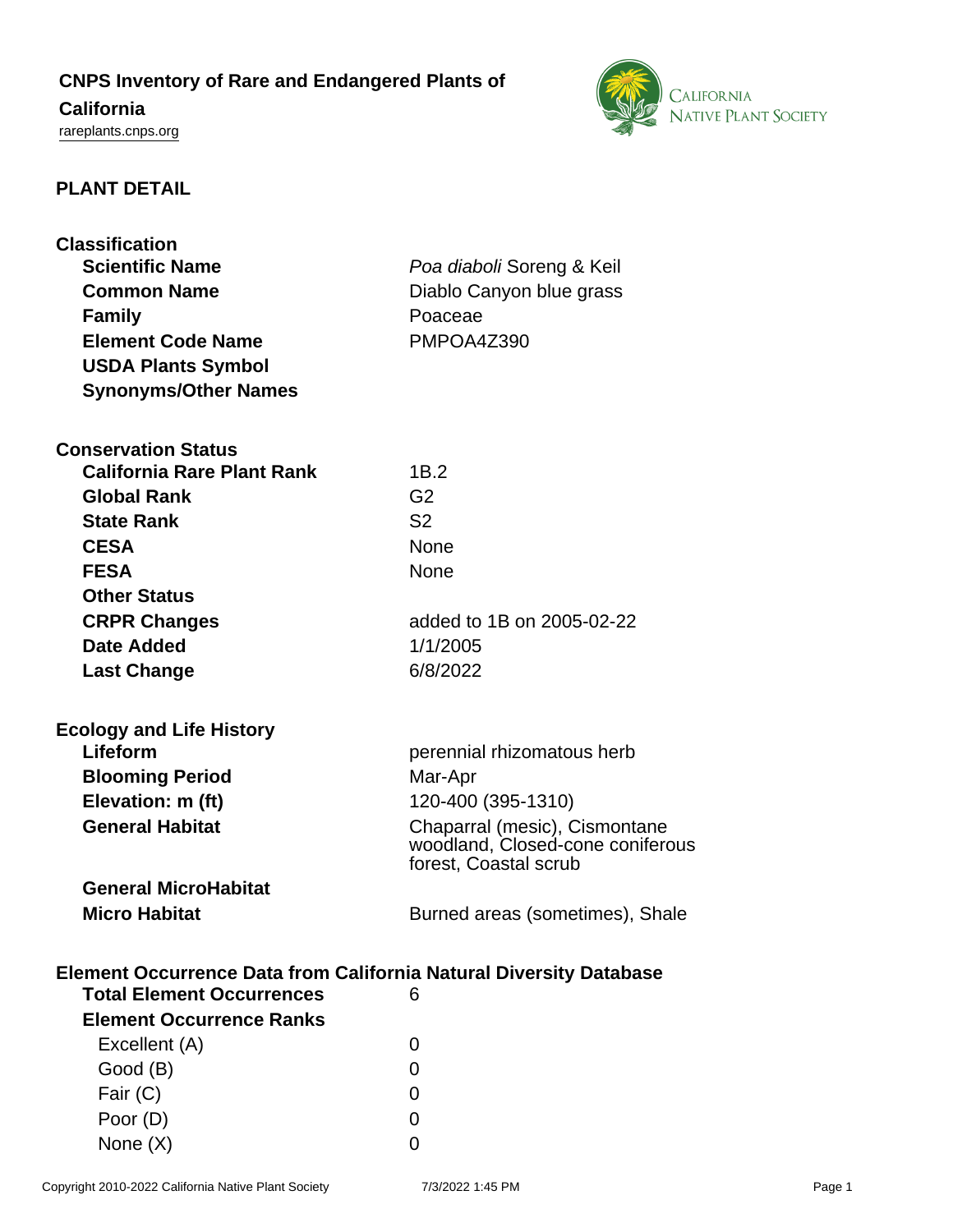# CNPS Inventory of Rare and Endangered Plants of California

rareplants.cnps.org

## PLANT DETAIL

### Classification

| | |
|---|---|
| **Scientific Name** | *Poa diaboli* Soreng & Keil |
| **Common Name** | Diablo Canyon blue grass |
| **Family** | Poaceae |
| **Element Code Name** | PMPOA4Z390 |
| **USDA Plants Symbol** | |
| **Synonyms/Other Names** | |

### Conservation Status

| | |
|---|---|
| **California Rare Plant Rank** | 1B.2 |
| **Global Rank** | G2 |
| **State Rank** | S2 |
| **CESA** | None |
| **FESA** | None |
| **Other Status** | |
| **CRPR Changes** | added to 1B on 2005-02-22 |
| **Date Added** | 1/1/2005 |
| **Last Change** | 6/8/2022 |

### Ecology and Life History

| | |
|---|---|
| **Lifeform** | perennial rhizomatous herb |
| **Blooming Period** | Mar-Apr |
| **Elevation: m (ft)** | 120-400 (395-1310) |
| **General Habitat** | Chaparral (mesic), Cismontane woodland, Closed-cone coniferous forest, Coastal scrub |
| **General MicroHabitat** | |
| **Micro Habitat** | Burned areas (sometimes), Shale |

### Element Occurrence Data from California Natural Diversity Database

| | |
|---|---|
| **Total Element Occurrences** | 6 |
| **Element Occurrence Ranks** | |
| Excellent (A) | 0 |
| Good (B) | 0 |
| Fair (C) | 0 |
| Poor (D) | 0 |
| None (X) | 0 |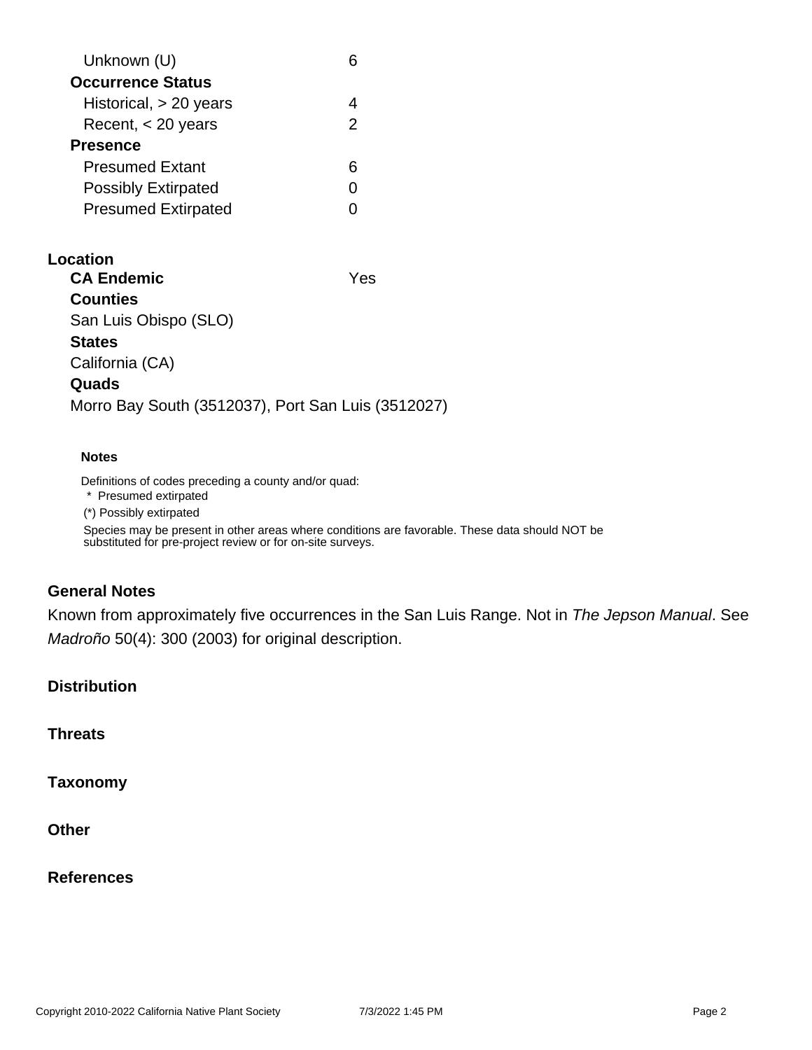| | |
|---|---|
| Unknown (U) | 6 |
| **Occurrence Status** | |
| Historical, > 20 years | 4 |
| Recent, < 20 years | 2 |
| **Presence** | |
| Presumed Extant | 6 |
| Possibly Extirpated | 0 |
| Presumed Extirpated | 0 |

## Location

**CA Endemic** Yes

**Counties**

San Luis Obispo (SLO)

**States**

California (CA)

**Quads**

Morro Bay South (3512037), Port San Luis (3512027)

**Notes**

Definitions of codes preceding a county and/or quad:

* Presumed extirpated

(*) Possibly extirpated

Species may be present in other areas where conditions are favorable. These data should NOT be substituted for pre-project review or for on-site surveys.

## General Notes

Known from approximately five occurrences in the San Luis Range. Not in *The Jepson Manual*. See *Madroño* 50(4): 300 (2003) for original description.

## Distribution

## Threats

## Taxonomy

## Other

## References